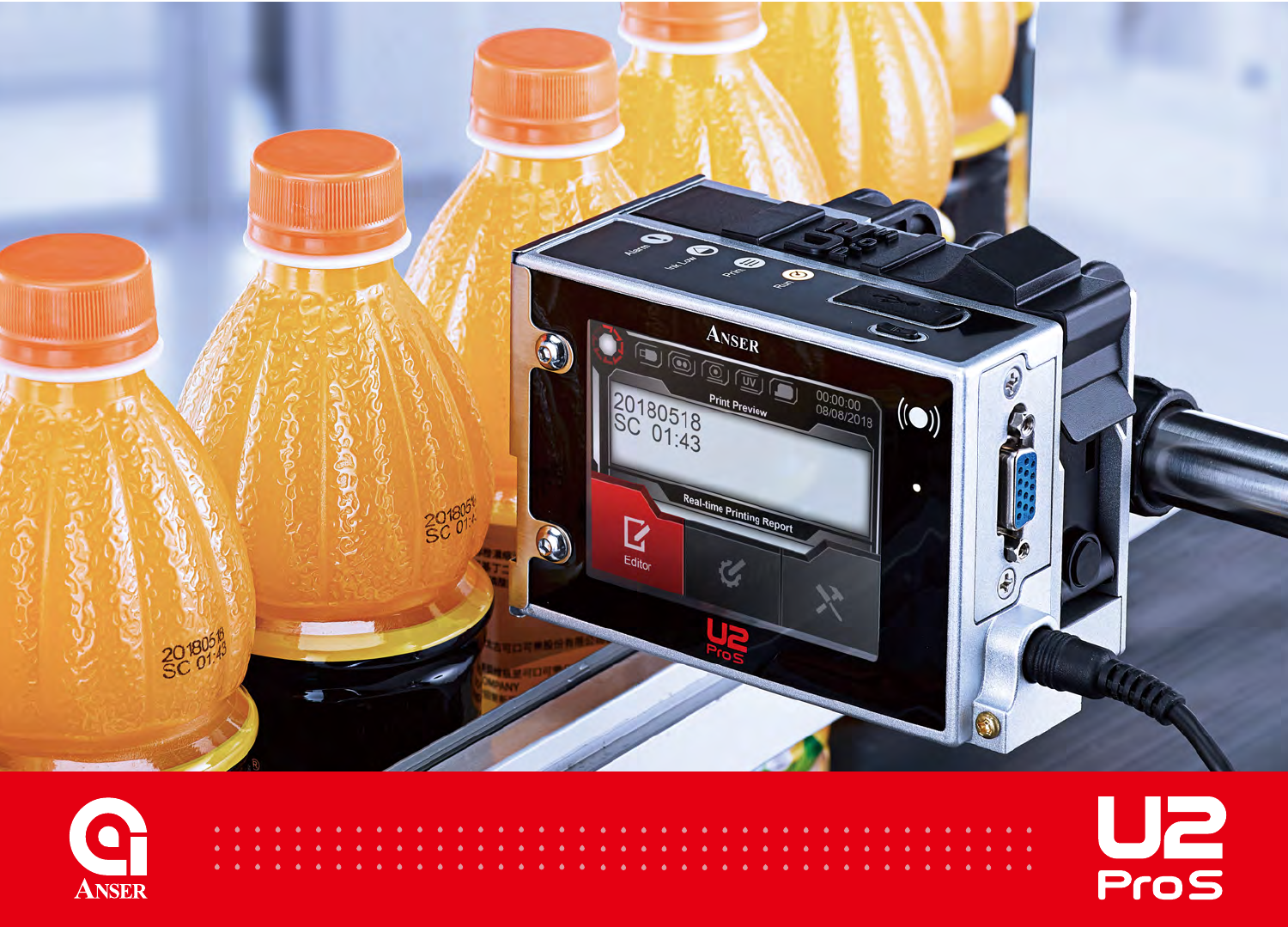ANSER

U2 Pro S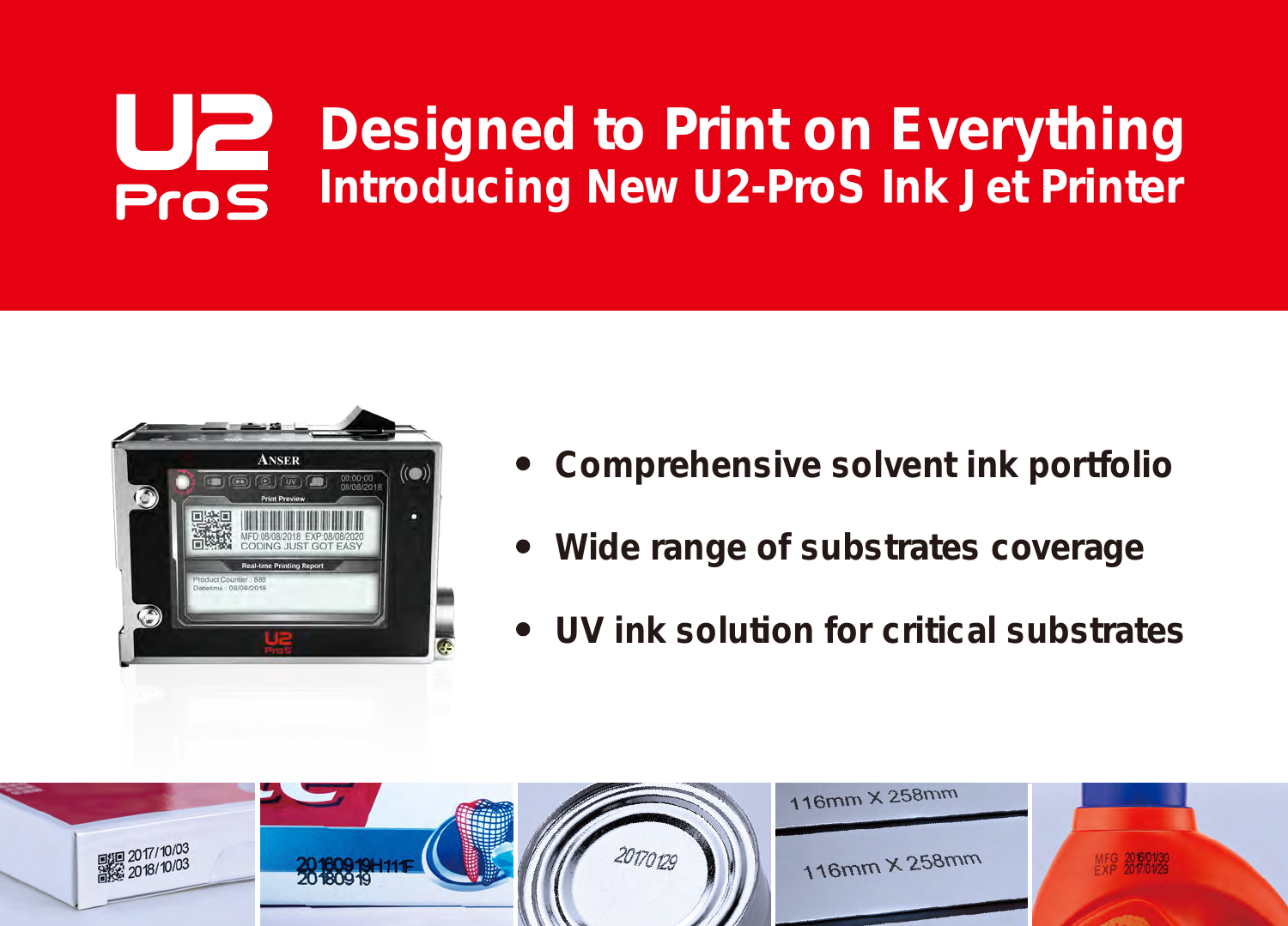# Designed to Print on Everything

## Introducing New U2-ProS Ink Jet Printer

- **Comprehensive solvent ink portfolio**
- **Wide range of substrates coverage**
- **UV ink solution for critical substrates**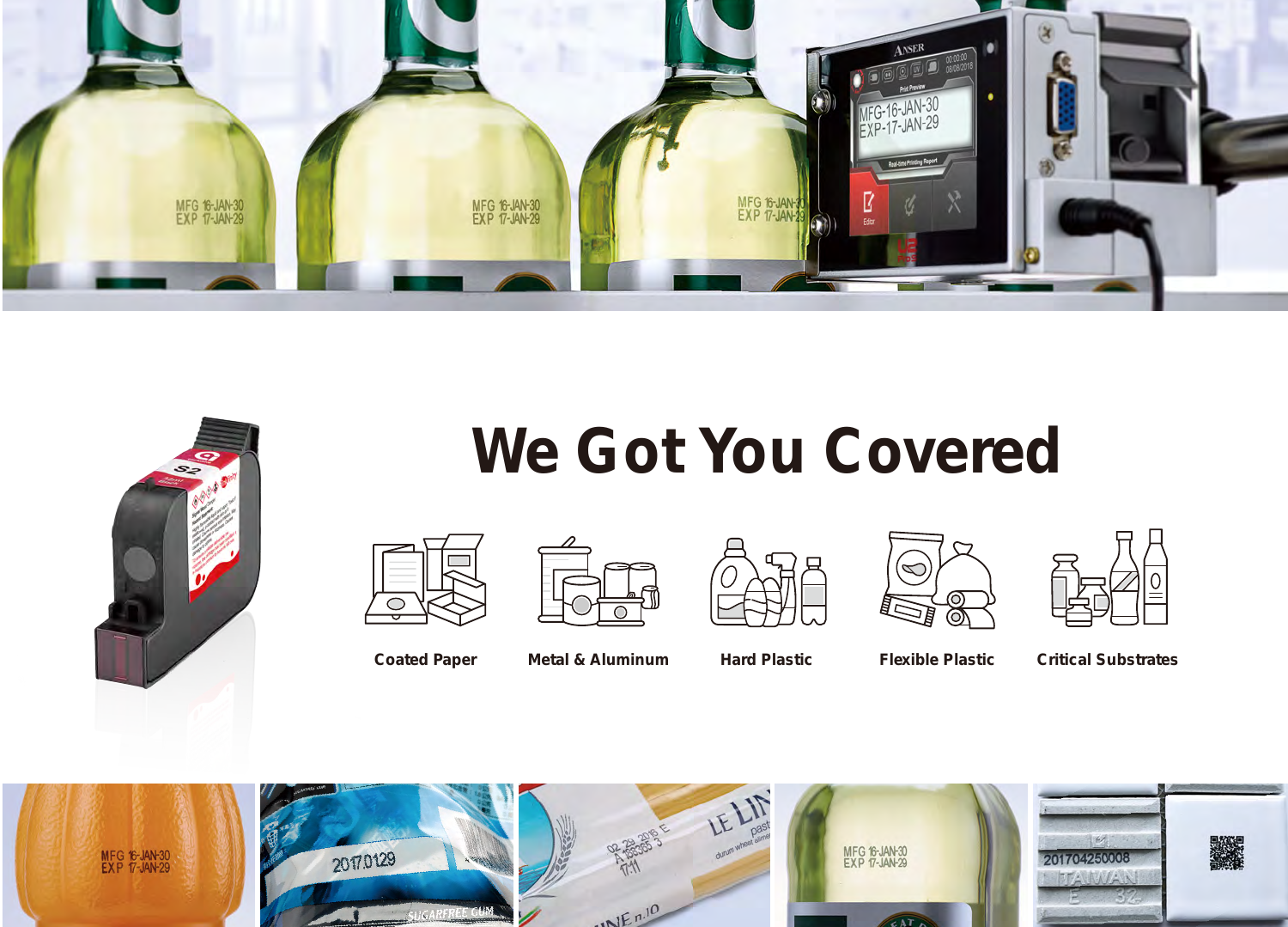# We Got You Covered

Coated Paper

Metal & Aluminum

Hard Plastic

Flexible Plastic

Critical Substrates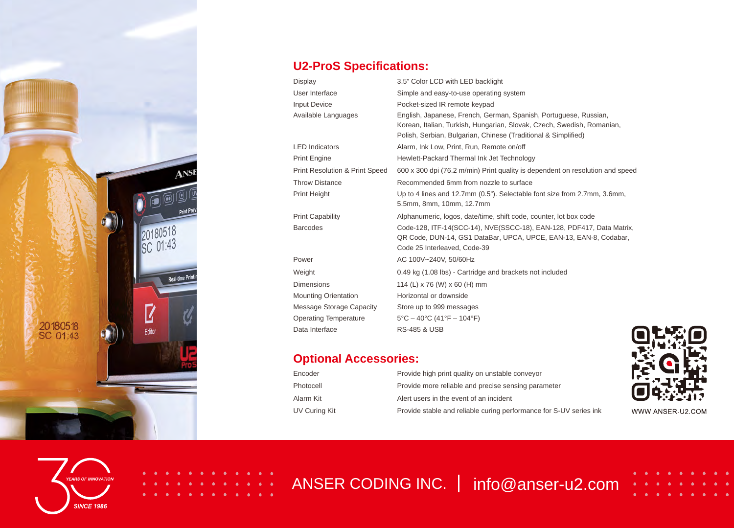## U2-ProS Specifications:

| | |
|---|---|
| Display | 3.5" Color LCD with LED backlight |
| User Interface | Simple and easy-to-use operating system |
| Input Device | Pocket-sized IR remote keypad |
| Available Languages | English, Japanese, French, German, Spanish, Portuguese, Russian, Korean, Italian, Turkish, Hungarian, Slovak, Czech, Swedish, Romanian, Polish, Serbian, Bulgarian, Chinese (Traditional & Simplified) |
| LED Indicators | Alarm, Ink Low, Print, Run, Remote on/off |
| Print Engine | Hewlett-Packard Thermal Ink Jet Technology |
| Print Resolution & Print Speed | 600 x 300 dpi (76.2 m/min) Print quality is dependent on resolution and speed |
| Throw Distance | Recommended 6mm from nozzle to surface |
| Print Height | Up to 4 lines and 12.7mm (0.5"). Selectable font size from 2.7mm, 3.6mm, 5.5mm, 8mm, 10mm, 12.7mm |
| Print Capability | Alphanumeric, logos, date/time, shift code, counter, lot box code |
| Barcodes | Code-128, ITF-14(SCC-14), NVE(SSCC-18), EAN-128, PDF417, Data Matrix, QR Code, DUN-14, GS1 DataBar, UPCA, UPCE, EAN-13, EAN-8, Codabar, Code 25 Interleaved, Code-39 |
| Power | AC 100V~240V, 50/60Hz |
| Weight | 0.49 kg (1.08 lbs) - Cartridge and brackets not included |
| Dimensions | 114 (L) x 76 (W) x 60 (H) mm |
| Mounting Orientation | Horizontal or downside |
| Message Storage Capacity | Store up to 999 messages |
| Operating Temperature | 5°C – 40°C (41°F – 104°F) |
| Data Interface | RS-485 & USB |

## Optional Accessories:

| | |
|---|---|
| Encoder | Provide high print quality on unstable conveyor |
| Photocell | Provide more reliable and precise sensing parameter |
| Alarm Kit | Alert users in the event of an incident |
| UV Curing Kit | Provide stable and reliable curing performance for S-UV series ink |

WWW.ANSER-U2.COM

30 YEARS OF INNOVATION SINCE 1986

ANSER CODING INC. | info@anser-u2.com